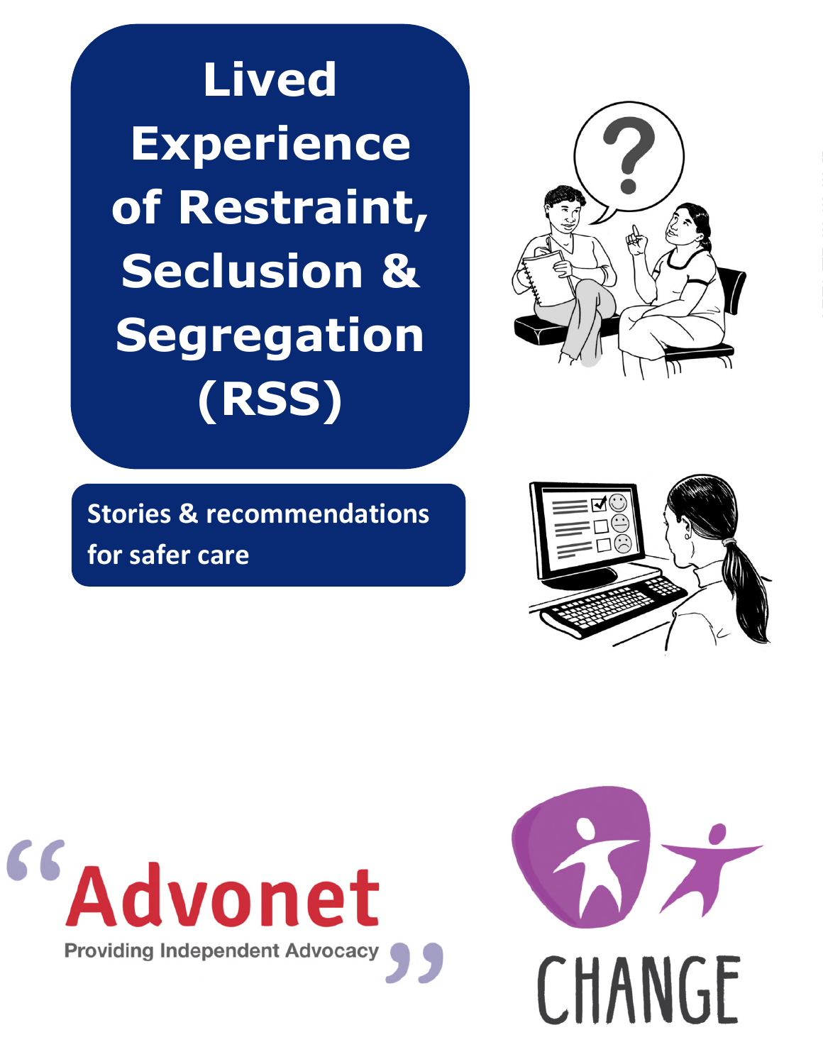# Lived Experience of Restraint, Seclusion & Segregation (RSS)

**Stories & recommendations for safer care**

“Advonet

Providing Independent Advocacy”

CHANGE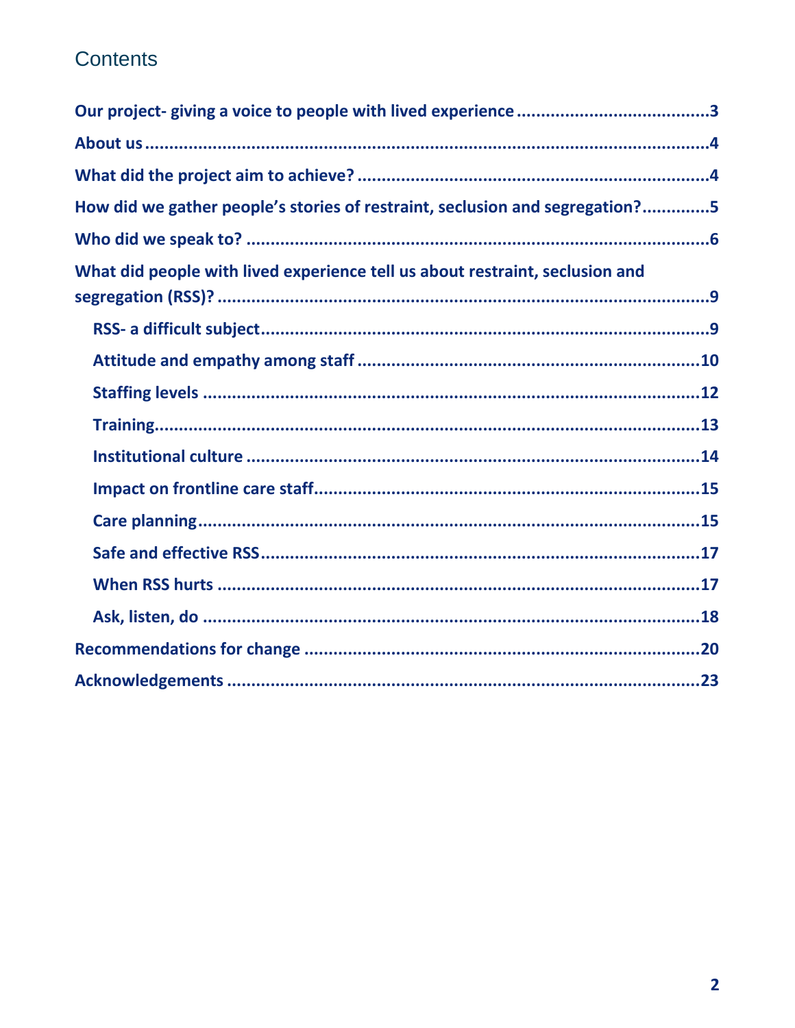# Contents

- Our project- giving a voice to people with lived experience ....... 3
- About us ....... 4
- What did the project aim to achieve? ....... 4
- How did we gather people's stories of restraint, seclusion and segregation? ....... 5
- Who did we speak to? ....... 6
- What did people with lived experience tell us about restraint, seclusion and segregation (RSS)? ....... 9
  - RSS- a difficult subject ....... 9
  - Attitude and empathy among staff ....... 10
  - Staffing levels ....... 12
  - Training ....... 13
  - Institutional culture ....... 14
  - Impact on frontline care staff ....... 15
  - Care planning ....... 15
  - Safe and effective RSS ....... 17
  - When RSS hurts ....... 17
  - Ask, listen, do ....... 18
- Recommendations for change ....... 20
- Acknowledgements ....... 23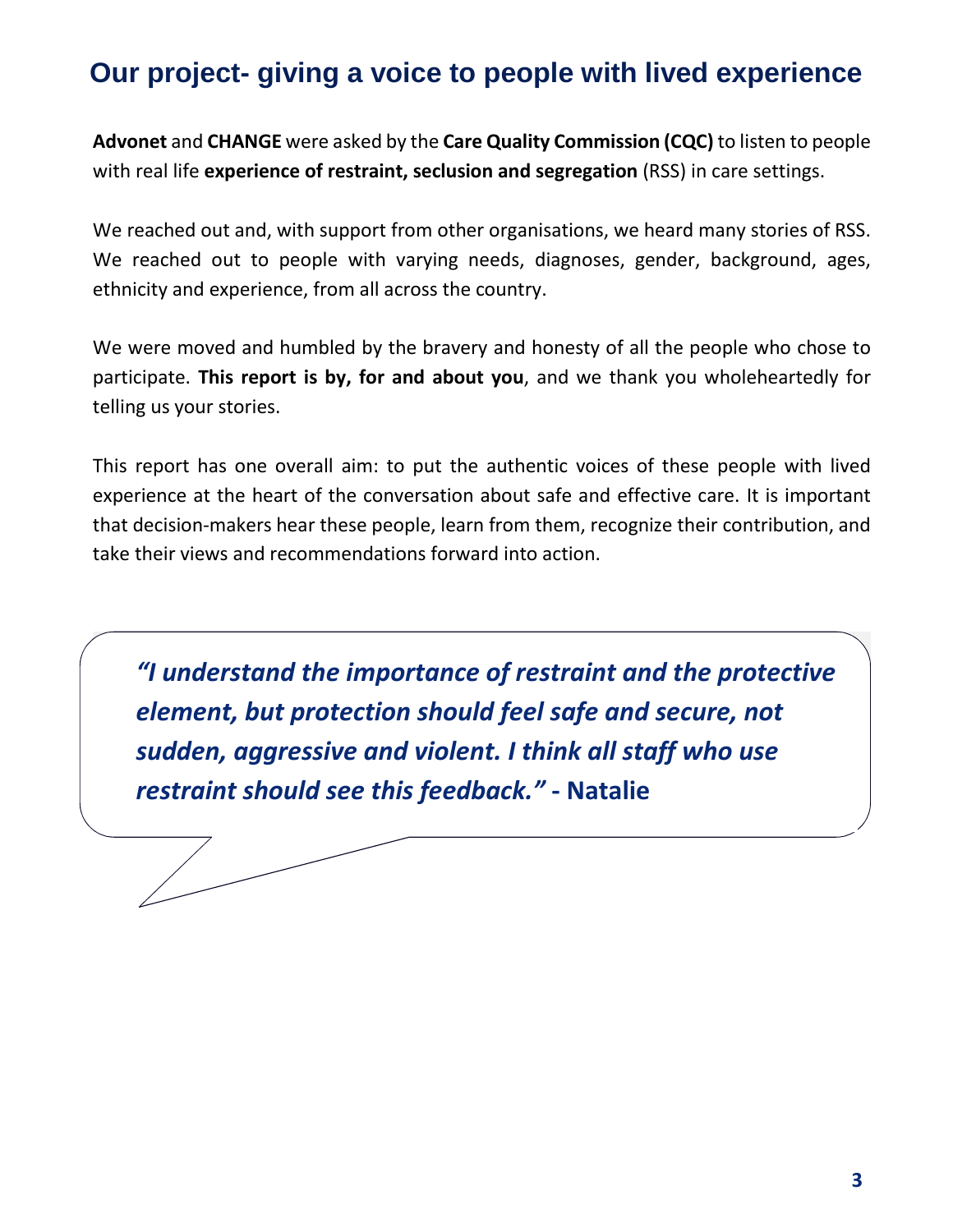## Our project- giving a voice to people with lived experience

**Advonet** and **CHANGE** were asked by the **Care Quality Commission (CQC)** to listen to people with real life **experience of restraint, seclusion and segregation** (RSS) in care settings.

We reached out and, with support from other organisations, we heard many stories of RSS. We reached out to people with varying needs, diagnoses, gender, background, ages, ethnicity and experience, from all across the country.

We were moved and humbled by the bravery and honesty of all the people who chose to participate. **This report is by, for and about you**, and we thank you wholeheartedly for telling us your stories.

This report has one overall aim: to put the authentic voices of these people with lived experience at the heart of the conversation about safe and effective care. It is important that decision-makers hear these people, learn from them, recognize their contribution, and take their views and recommendations forward into action.

> ***"I understand the importance of restraint and the protective element, but protection should feel safe and secure, not sudden, aggressive and violent. I think all staff who use restraint should see this feedback."*** **- Natalie**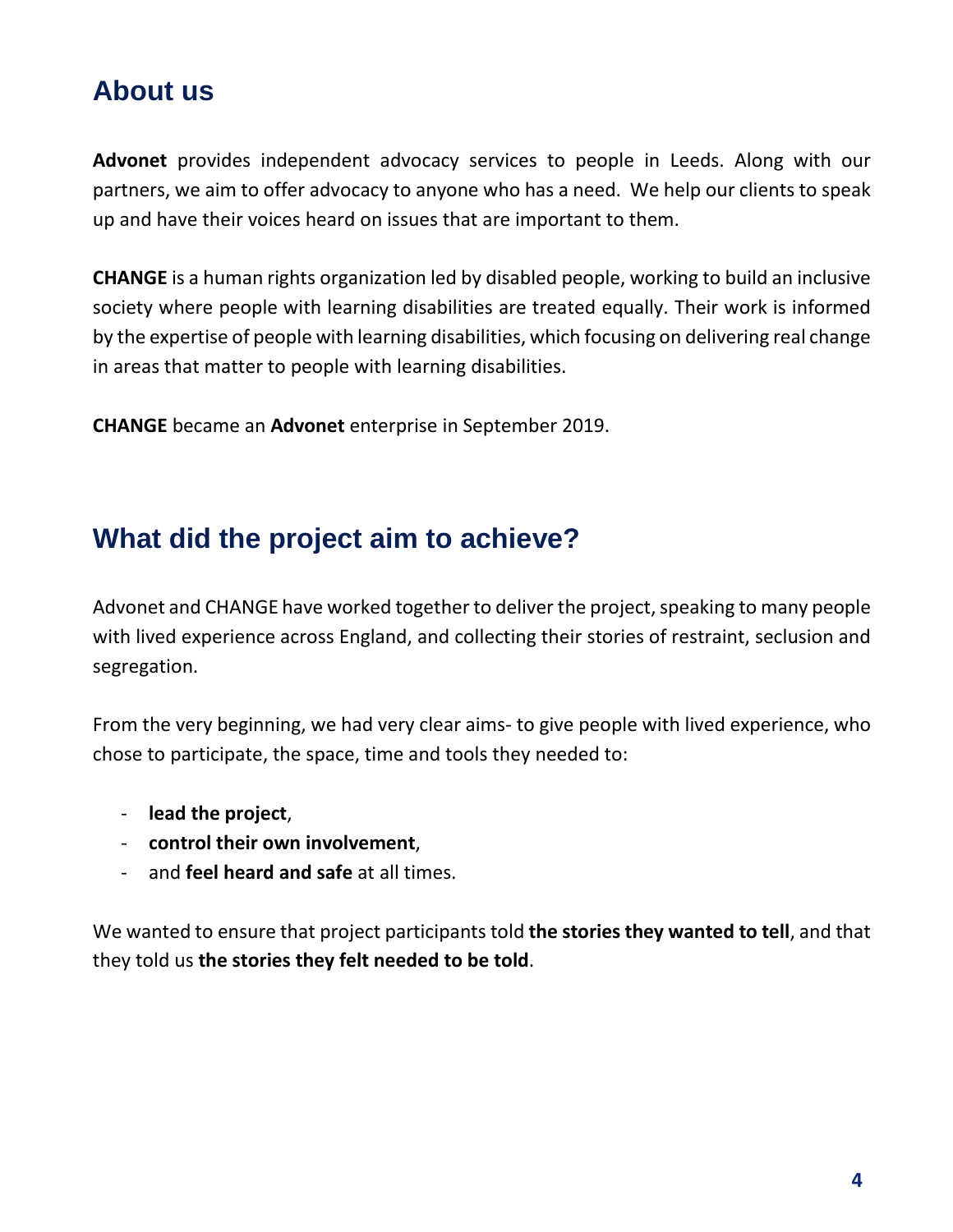## About us

**Advonet** provides independent advocacy services to people in Leeds. Along with our partners, we aim to offer advocacy to anyone who has a need. We help our clients to speak up and have their voices heard on issues that are important to them.

**CHANGE** is a human rights organization led by disabled people, working to build an inclusive society where people with learning disabilities are treated equally. Their work is informed by the expertise of people with learning disabilities, which focusing on delivering real change in areas that matter to people with learning disabilities.

**CHANGE** became an **Advonet** enterprise in September 2019.

## What did the project aim to achieve?

Advonet and CHANGE have worked together to deliver the project, speaking to many people with lived experience across England, and collecting their stories of restraint, seclusion and segregation.

From the very beginning, we had very clear aims- to give people with lived experience, who chose to participate, the space, time and tools they needed to:

- **lead the project**,
- **control their own involvement**,
- and **feel heard and safe** at all times.

We wanted to ensure that project participants told **the stories they wanted to tell**, and that they told us **the stories they felt needed to be told**.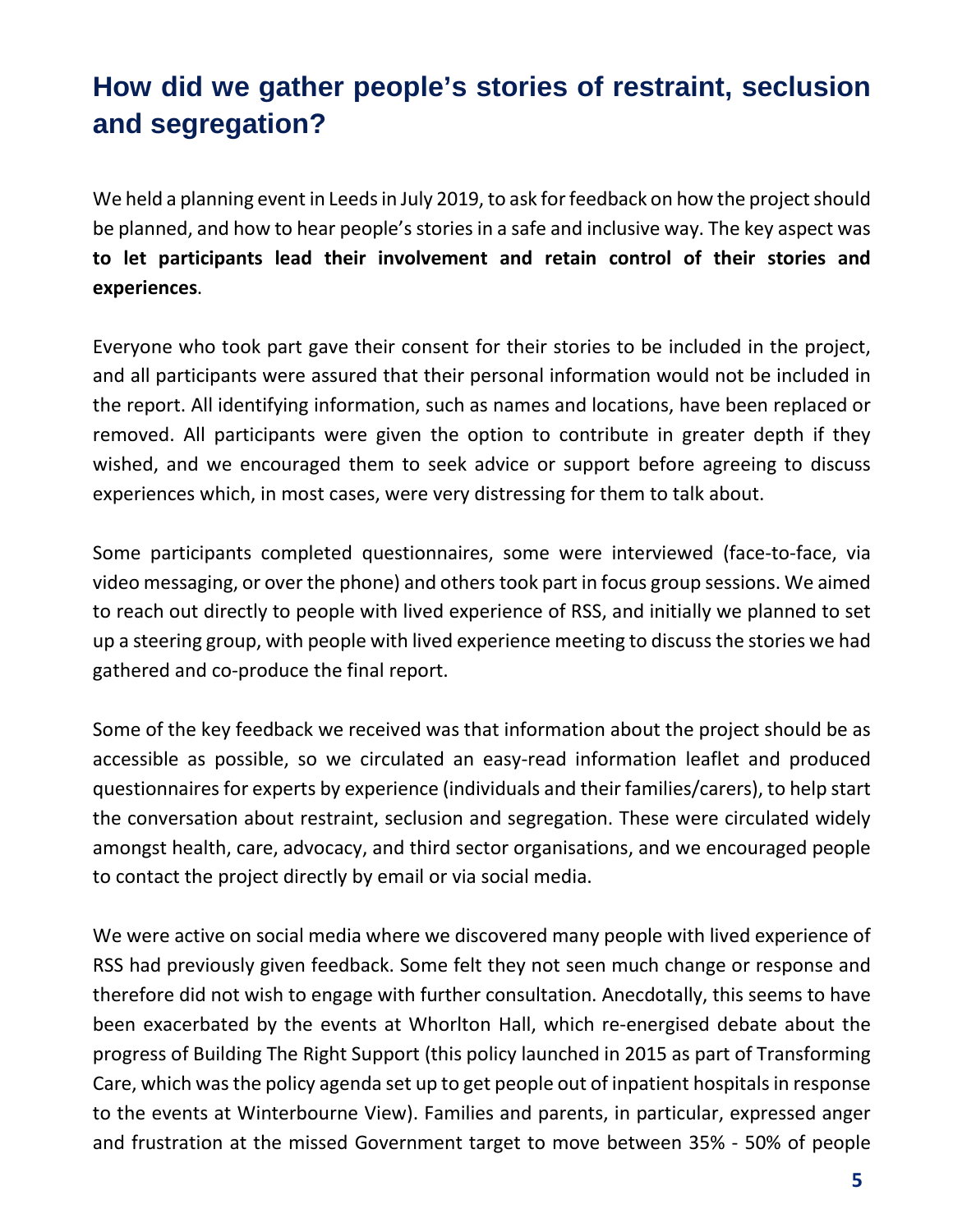## How did we gather people's stories of restraint, seclusion and segregation?

We held a planning event in Leeds in July 2019, to ask for feedback on how the project should be planned, and how to hear people's stories in a safe and inclusive way. The key aspect was **to let participants lead their involvement and retain control of their stories and experiences**.

Everyone who took part gave their consent for their stories to be included in the project, and all participants were assured that their personal information would not be included in the report. All identifying information, such as names and locations, have been replaced or removed. All participants were given the option to contribute in greater depth if they wished, and we encouraged them to seek advice or support before agreeing to discuss experiences which, in most cases, were very distressing for them to talk about.

Some participants completed questionnaires, some were interviewed (face-to-face, via video messaging, or over the phone) and others took part in focus group sessions. We aimed to reach out directly to people with lived experience of RSS, and initially we planned to set up a steering group, with people with lived experience meeting to discuss the stories we had gathered and co-produce the final report.

Some of the key feedback we received was that information about the project should be as accessible as possible, so we circulated an easy-read information leaflet and produced questionnaires for experts by experience (individuals and their families/carers), to help start the conversation about restraint, seclusion and segregation. These were circulated widely amongst health, care, advocacy, and third sector organisations, and we encouraged people to contact the project directly by email or via social media.

We were active on social media where we discovered many people with lived experience of RSS had previously given feedback. Some felt they not seen much change or response and therefore did not wish to engage with further consultation. Anecdotally, this seems to have been exacerbated by the events at Whorlton Hall, which re-energised debate about the progress of Building The Right Support (this policy launched in 2015 as part of Transforming Care, which was the policy agenda set up to get people out of inpatient hospitals in response to the events at Winterbourne View). Families and parents, in particular, expressed anger and frustration at the missed Government target to move between 35% - 50% of people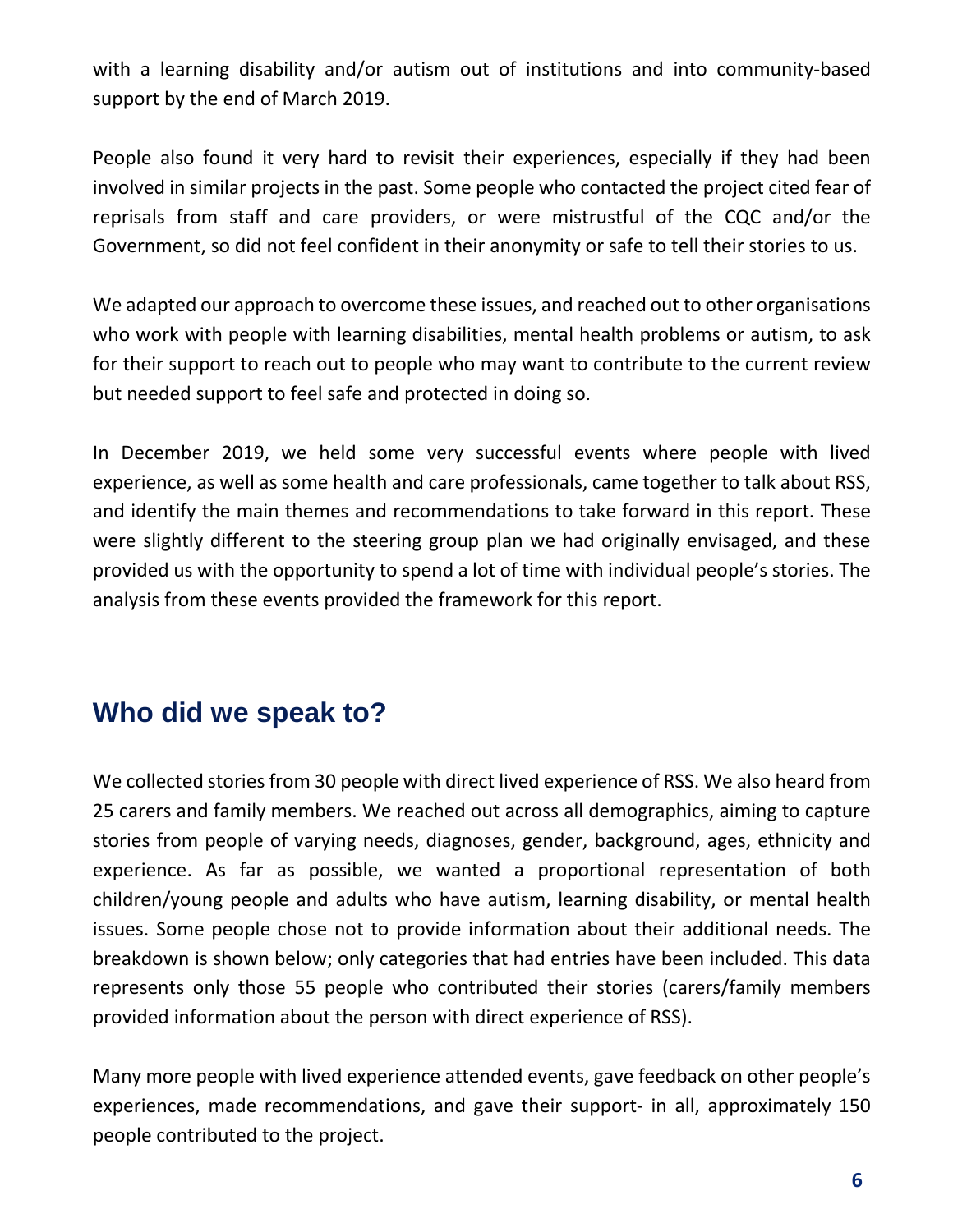with a learning disability and/or autism out of institutions and into community-based support by the end of March 2019.

People also found it very hard to revisit their experiences, especially if they had been involved in similar projects in the past. Some people who contacted the project cited fear of reprisals from staff and care providers, or were mistrustful of the CQC and/or the Government, so did not feel confident in their anonymity or safe to tell their stories to us.

We adapted our approach to overcome these issues, and reached out to other organisations who work with people with learning disabilities, mental health problems or autism, to ask for their support to reach out to people who may want to contribute to the current review but needed support to feel safe and protected in doing so.

In December 2019, we held some very successful events where people with lived experience, as well as some health and care professionals, came together to talk about RSS, and identify the main themes and recommendations to take forward in this report. These were slightly different to the steering group plan we had originally envisaged, and these provided us with the opportunity to spend a lot of time with individual people's stories. The analysis from these events provided the framework for this report.

## Who did we speak to?

We collected stories from 30 people with direct lived experience of RSS. We also heard from 25 carers and family members. We reached out across all demographics, aiming to capture stories from people of varying needs, diagnoses, gender, background, ages, ethnicity and experience. As far as possible, we wanted a proportional representation of both children/young people and adults who have autism, learning disability, or mental health issues. Some people chose not to provide information about their additional needs. The breakdown is shown below; only categories that had entries have been included. This data represents only those 55 people who contributed their stories (carers/family members provided information about the person with direct experience of RSS).

Many more people with lived experience attended events, gave feedback on other people's experiences, made recommendations, and gave their support- in all, approximately 150 people contributed to the project.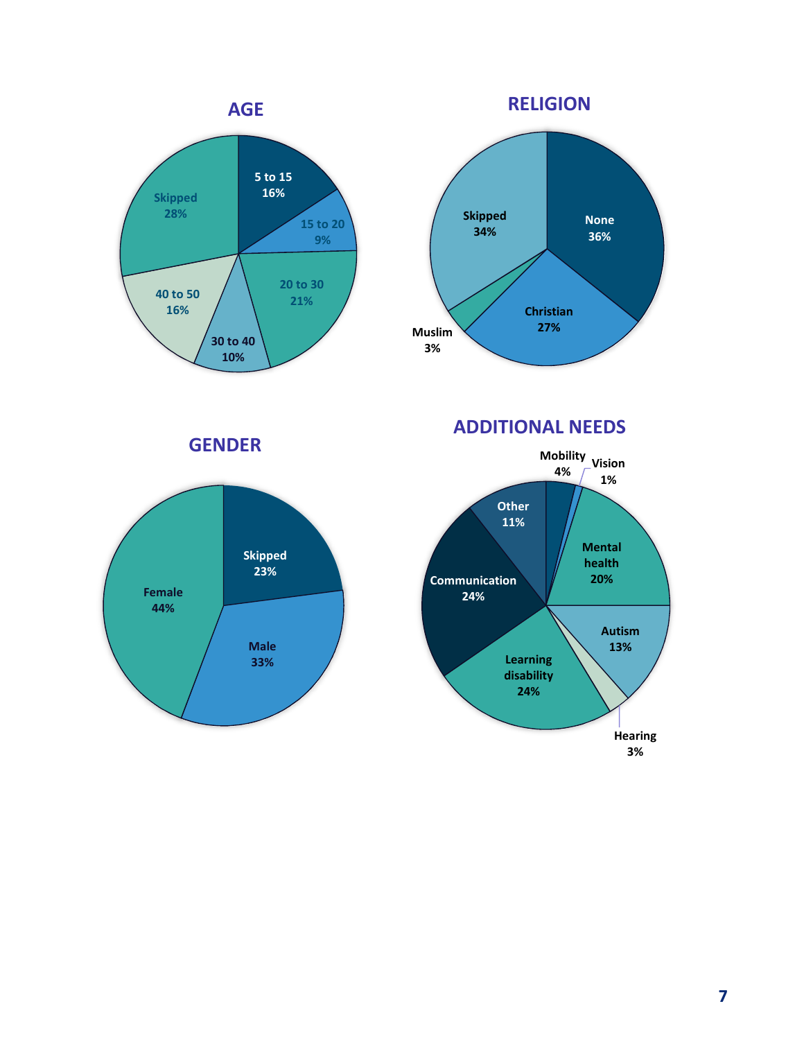## AGE

| Category | Percentage |
|---|---|
| 5 to 15 | 16% |
| 15 to 20 | 9% |
| 20 to 30 | 21% |
| 30 to 40 | 10% |
| 40 to 50 | 16% |
| Skipped | 28% |

## RELIGION

| Category | Percentage |
|---|---|
| None | 36% |
| Christian | 27% |
| Muslim | 3% |
| Skipped | 34% |

## GENDER

| Category | Percentage |
|---|---|
| Skipped | 23% |
| Male | 33% |
| Female | 44% |

## ADDITIONAL NEEDS

| Category | Percentage |
|---|---|
| Mobility | 4% |
| Vision | 1% |
| Mental health | 20% |
| Autism | 13% |
| Hearing | 3% |
| Learning disability | 24% |
| Communication | 24% |
| Other | 11% |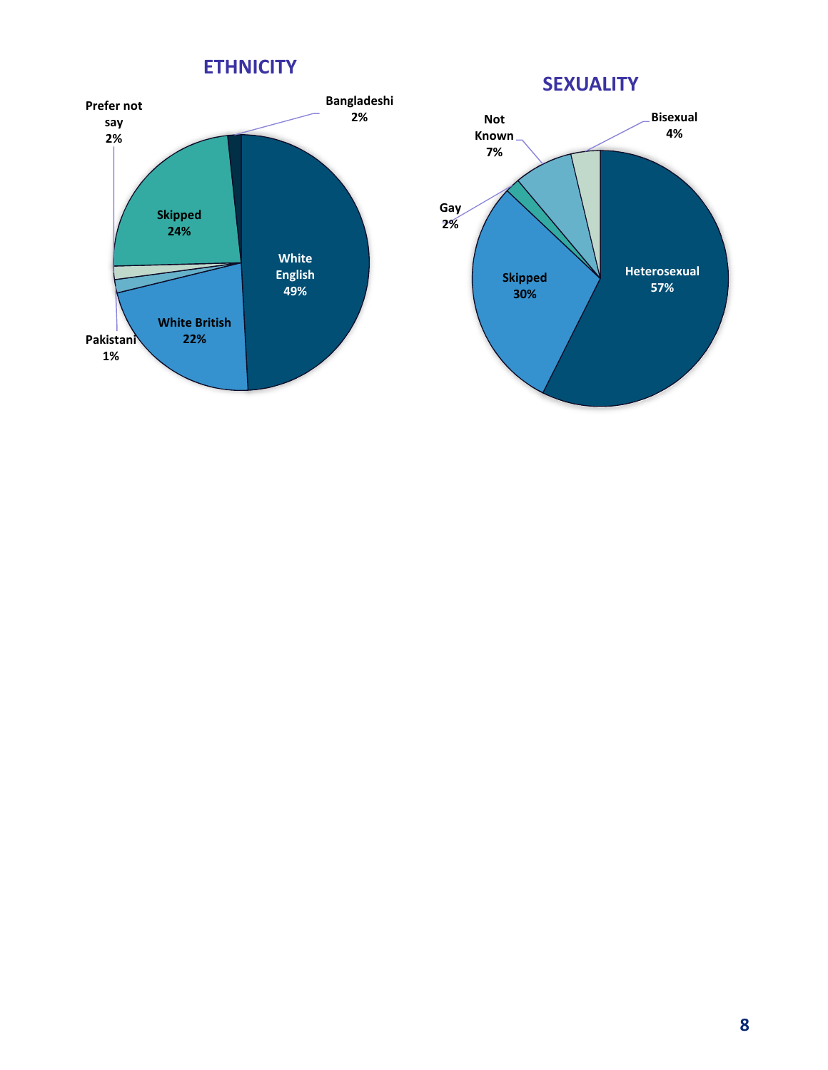## ETHNICITY

- White English 49%
- White British 22%
- Skipped 24%
- Bangladeshi 2%
- Prefer not say 2%
- Pakistani 1%

## SEXUALITY

- Heterosexual 57%
- Skipped 30%
- Not Known 7%
- Bisexual 4%
- Gay 2%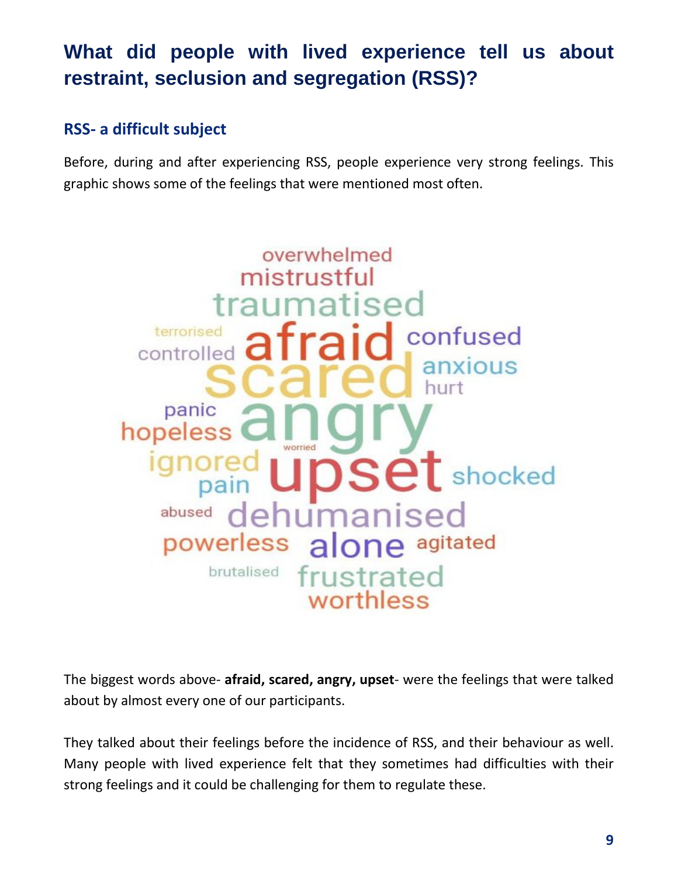# What did people with lived experience tell us about restraint, seclusion and segregation (RSS)?

## RSS- a difficult subject

Before, during and after experiencing RSS, people experience very strong feelings. This graphic shows some of the feelings that were mentioned most often.

The biggest words above- **afraid, scared, angry, upset**- were the feelings that were talked about by almost every one of our participants.

They talked about their feelings before the incidence of RSS, and their behaviour as well. Many people with lived experience felt that they sometimes had difficulties with their strong feelings and it could be challenging for them to regulate these.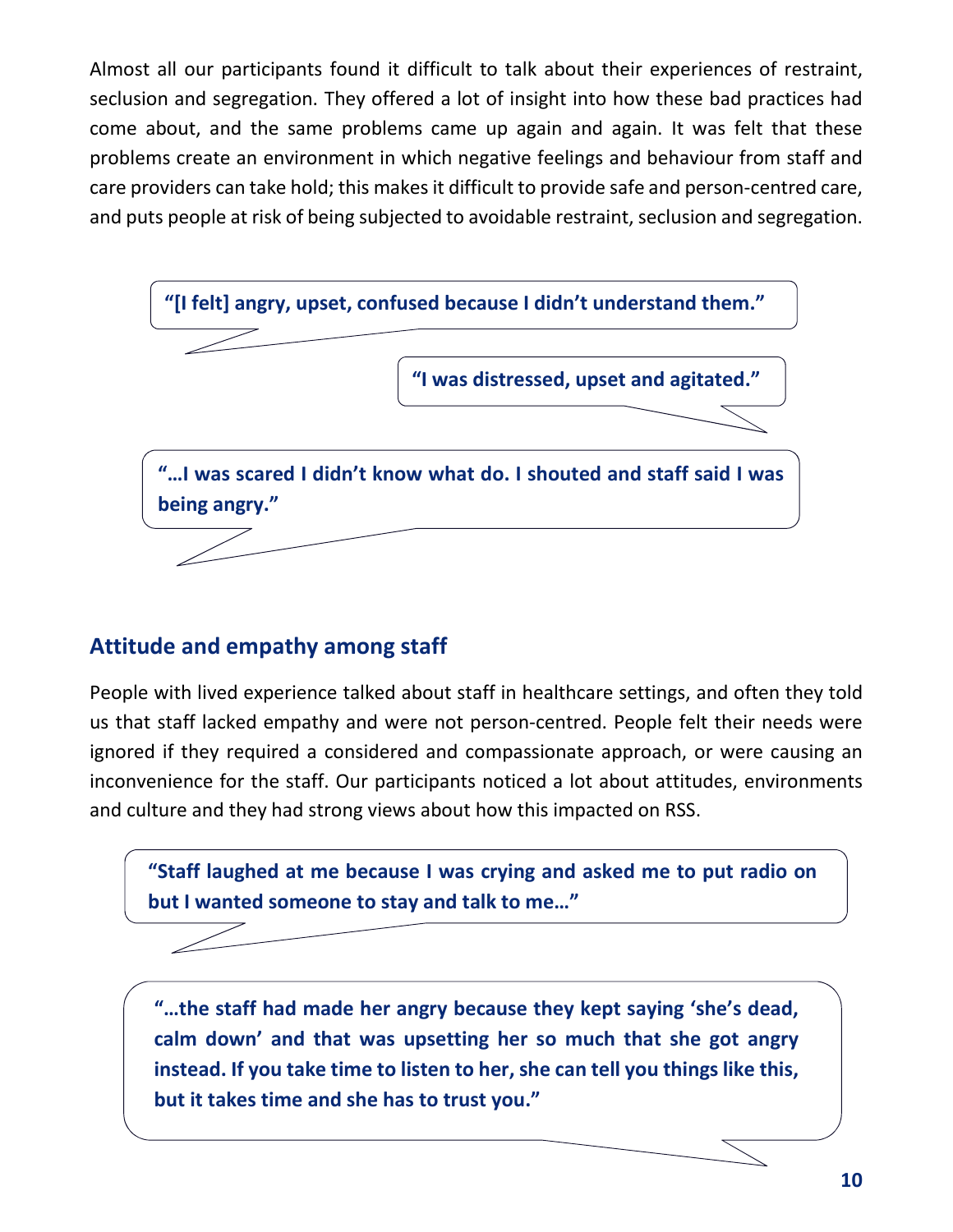Almost all our participants found it difficult to talk about their experiences of restraint, seclusion and segregation. They offered a lot of insight into how these bad practices had come about, and the same problems came up again and again. It was felt that these problems create an environment in which negative feelings and behaviour from staff and care providers can take hold; this makes it difficult to provide safe and person-centred care, and puts people at risk of being subjected to avoidable restraint, seclusion and segregation.

> **"[I felt] angry, upset, confused because I didn't understand them."**

> **"I was distressed, upset and agitated."**

> **"…I was scared I didn't know what do. I shouted and staff said I was being angry."**

## Attitude and empathy among staff

People with lived experience talked about staff in healthcare settings, and often they told us that staff lacked empathy and were not person-centred. People felt their needs were ignored if they required a considered and compassionate approach, or were causing an inconvenience for the staff. Our participants noticed a lot about attitudes, environments and culture and they had strong views about how this impacted on RSS.

> **"Staff laughed at me because I was crying and asked me to put radio on but I wanted someone to stay and talk to me…"**

> **"…the staff had made her angry because they kept saying 'she's dead, calm down' and that was upsetting her so much that she got angry instead. If you take time to listen to her, she can tell you things like this, but it takes time and she has to trust you."**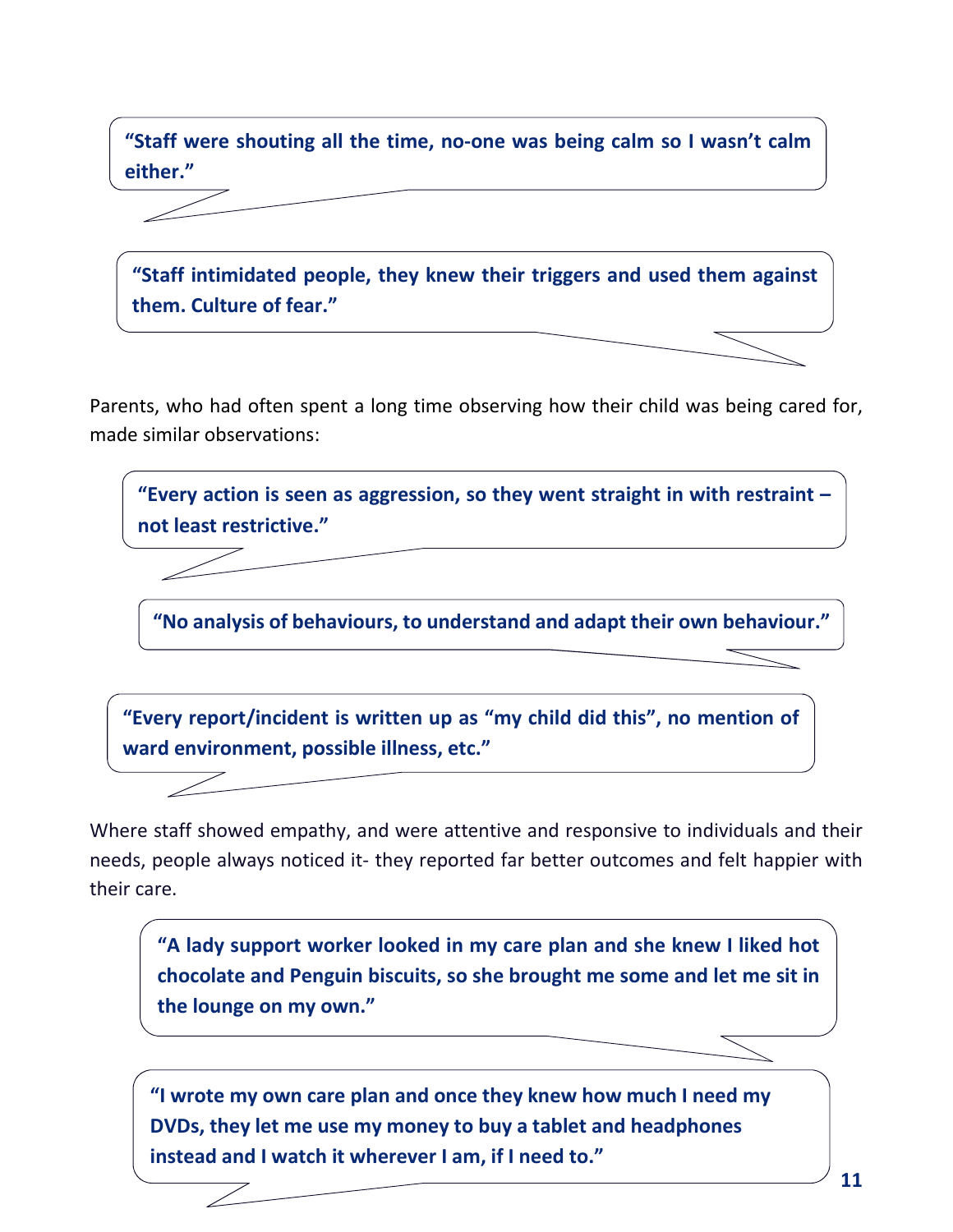**“Staff were shouting all the time, no-one was being calm so I wasn’t calm either.”**

**“Staff intimidated people, they knew their triggers and used them against them. Culture of fear.”**

Parents, who had often spent a long time observing how their child was being cared for, made similar observations:

**“Every action is seen as aggression, so they went straight in with restraint – not least restrictive.”**

**“No analysis of behaviours, to understand and adapt their own behaviour.”**

**“Every report/incident is written up as “my child did this”, no mention of ward environment, possible illness, etc.”**

Where staff showed empathy, and were attentive and responsive to individuals and their needs, people always noticed it- they reported far better outcomes and felt happier with their care.

**“A lady support worker looked in my care plan and she knew I liked hot chocolate and Penguin biscuits, so she brought me some and let me sit in the lounge on my own.”**

**“I wrote my own care plan and once they knew how much I need my DVDs, they let me use my money to buy a tablet and headphones instead and I watch it wherever I am, if I need to.”**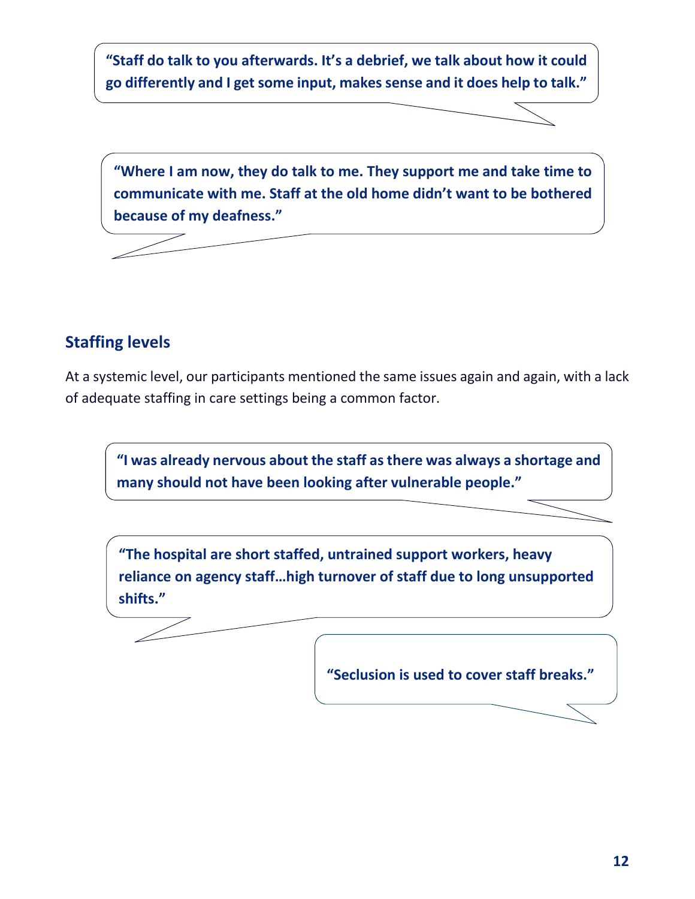**"Staff do talk to you afterwards. It's a debrief, we talk about how it could go differently and I get some input, makes sense and it does help to talk."**

**"Where I am now, they do talk to me. They support me and take time to communicate with me. Staff at the old home didn't want to be bothered because of my deafness."**

## Staffing levels

At a systemic level, our participants mentioned the same issues again and again, with a lack of adequate staffing in care settings being a common factor.

**"I was already nervous about the staff as there was always a shortage and many should not have been looking after vulnerable people."**

**"The hospital are short staffed, untrained support workers, heavy reliance on agency staff…high turnover of staff due to long unsupported shifts."**

**"Seclusion is used to cover staff breaks."**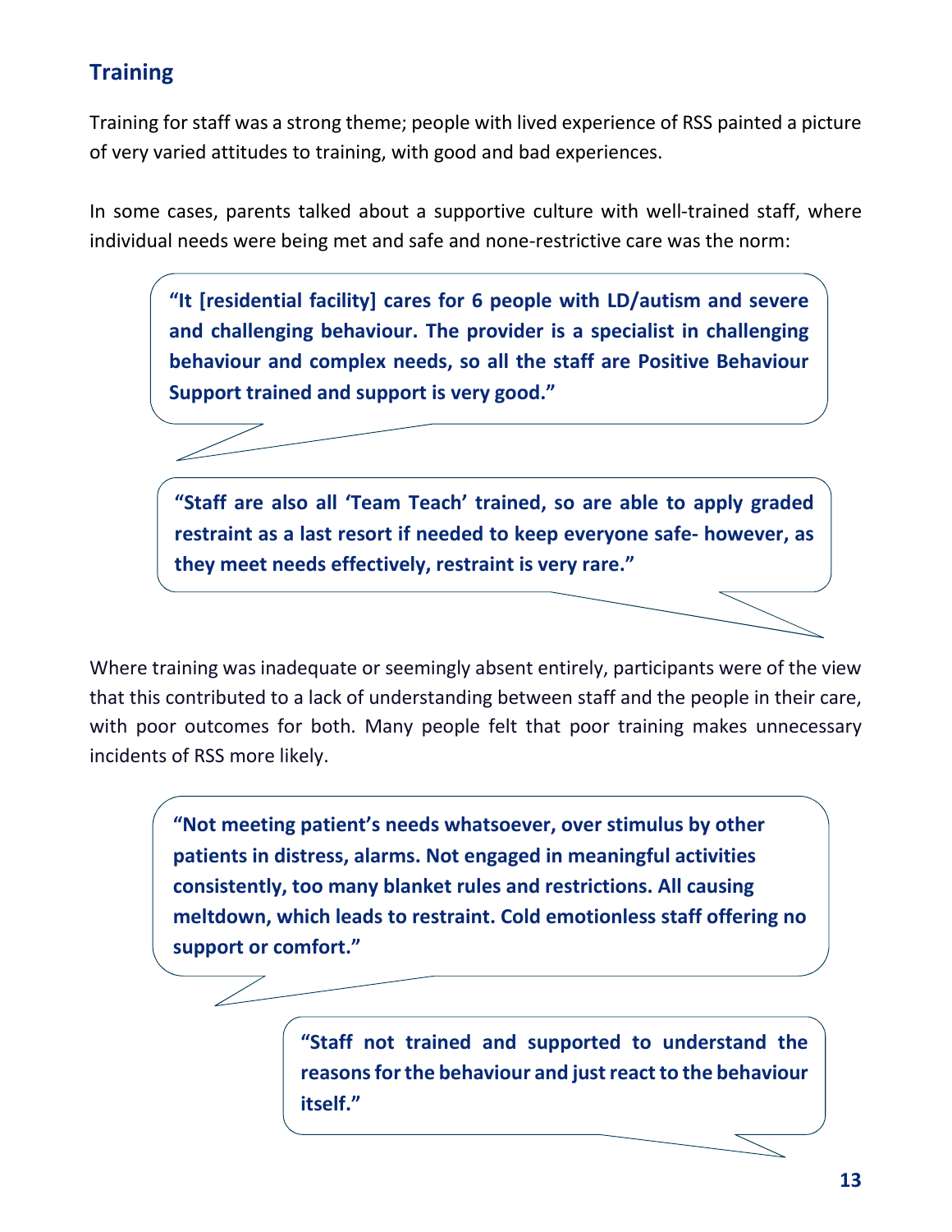## Training

Training for staff was a strong theme; people with lived experience of RSS painted a picture of very varied attitudes to training, with good and bad experiences.

In some cases, parents talked about a supportive culture with well-trained staff, where individual needs were being met and safe and none-restrictive care was the norm:

> **"It [residential facility] cares for 6 people with LD/autism and severe and challenging behaviour. The provider is a specialist in challenging behaviour and complex needs, so all the staff are Positive Behaviour Support trained and support is very good."**

> **"Staff are also all 'Team Teach' trained, so are able to apply graded restraint as a last resort if needed to keep everyone safe- however, as they meet needs effectively, restraint is very rare."**

Where training was inadequate or seemingly absent entirely, participants were of the view that this contributed to a lack of understanding between staff and the people in their care, with poor outcomes for both. Many people felt that poor training makes unnecessary incidents of RSS more likely.

> **"Not meeting patient's needs whatsoever, over stimulus by other patients in distress, alarms. Not engaged in meaningful activities consistently, too many blanket rules and restrictions. All causing meltdown, which leads to restraint. Cold emotionless staff offering no support or comfort."**

> **"Staff not trained and supported to understand the reasons for the behaviour and just react to the behaviour itself."**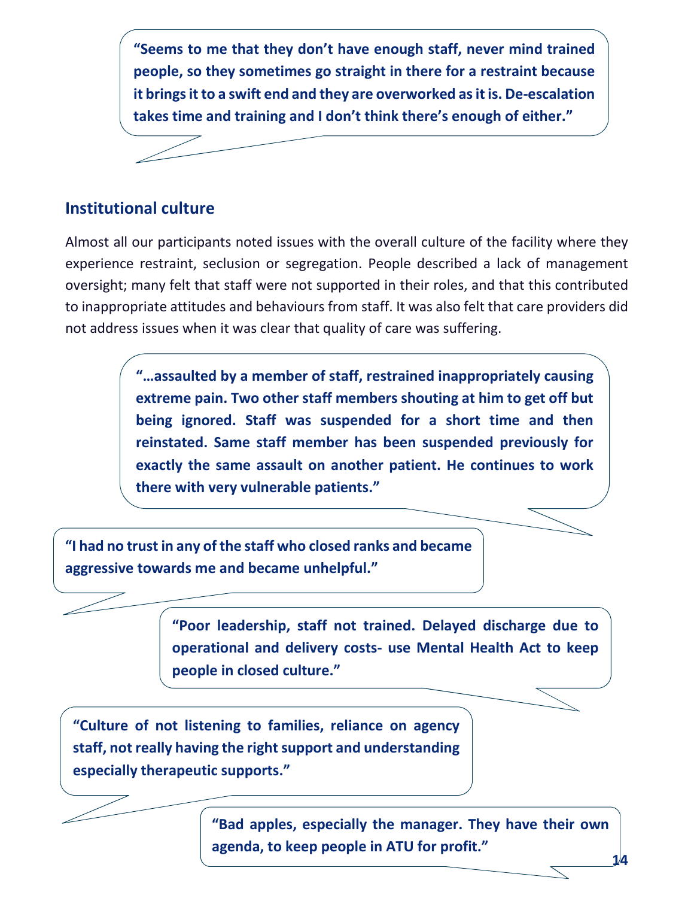**"Seems to me that they don't have enough staff, never mind trained people, so they sometimes go straight in there for a restraint because it brings it to a swift end and they are overworked as it is. De-escalation takes time and training and I don't think there's enough of either."**

## Institutional culture

Almost all our participants noted issues with the overall culture of the facility where they experience restraint, seclusion or segregation. People described a lack of management oversight; many felt that staff were not supported in their roles, and that this contributed to inappropriate attitudes and behaviours from staff. It was also felt that care providers did not address issues when it was clear that quality of care was suffering.

**"…assaulted by a member of staff, restrained inappropriately causing extreme pain. Two other staff members shouting at him to get off but being ignored. Staff was suspended for a short time and then reinstated. Same staff member has been suspended previously for exactly the same assault on another patient. He continues to work there with very vulnerable patients."**

**"I had no trust in any of the staff who closed ranks and became aggressive towards me and became unhelpful."**

**"Poor leadership, staff not trained. Delayed discharge due to operational and delivery costs- use Mental Health Act to keep people in closed culture."**

**"Culture of not listening to families, reliance on agency staff, not really having the right support and understanding especially therapeutic supports."**

**"Bad apples, especially the manager. They have their own agenda, to keep people in ATU for profit."**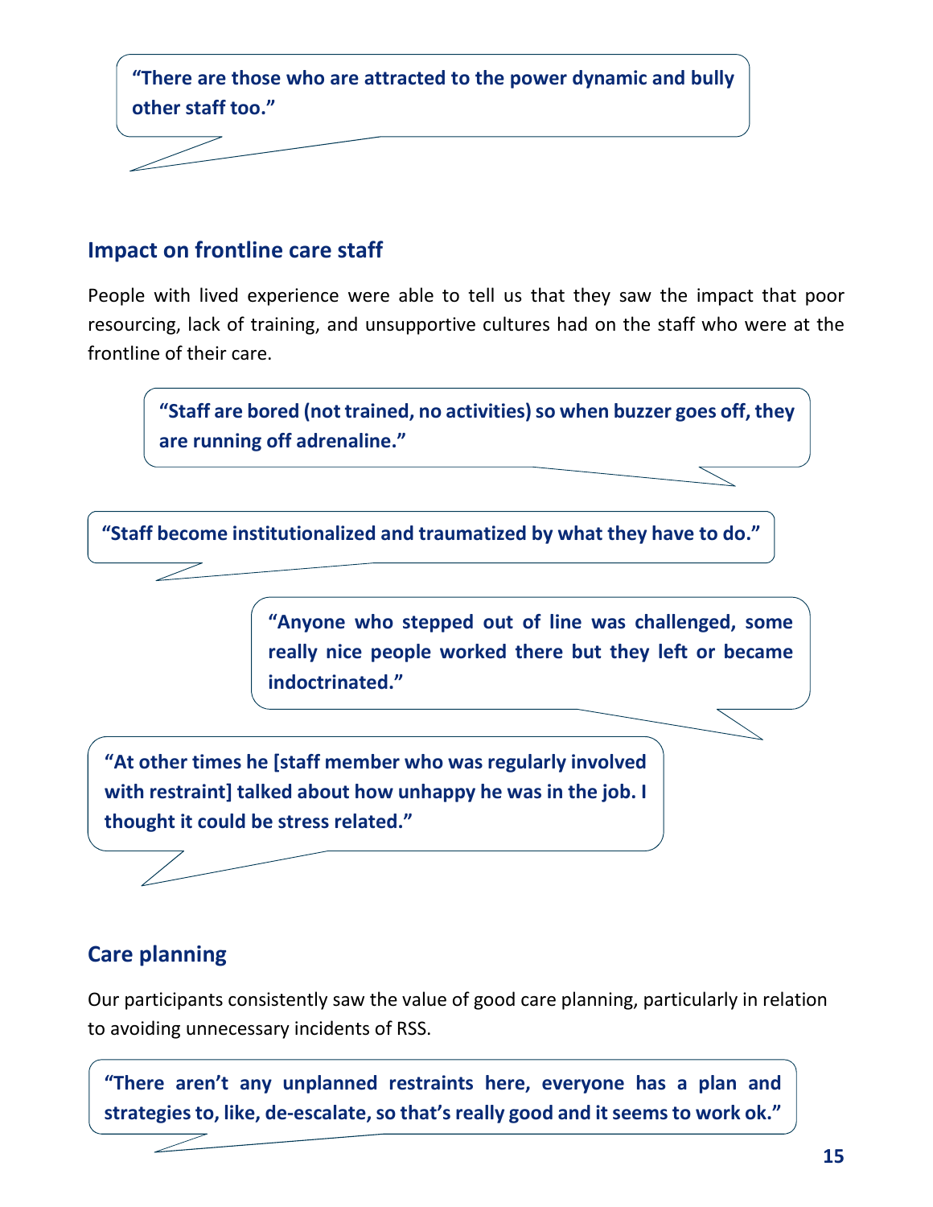**"There are those who are attracted to the power dynamic and bully other staff too."**

## Impact on frontline care staff

People with lived experience were able to tell us that they saw the impact that poor resourcing, lack of training, and unsupportive cultures had on the staff who were at the frontline of their care.

**"Staff are bored (not trained, no activities) so when buzzer goes off, they are running off adrenaline."**

**"Staff become institutionalized and traumatized by what they have to do."**

**"Anyone who stepped out of line was challenged, some really nice people worked there but they left or became indoctrinated."**

**"At other times he [staff member who was regularly involved with restraint] talked about how unhappy he was in the job. I thought it could be stress related."**

## Care planning

Our participants consistently saw the value of good care planning, particularly in relation to avoiding unnecessary incidents of RSS.

**"There aren't any unplanned restraints here, everyone has a plan and strategies to, like, de-escalate, so that's really good and it seems to work ok."**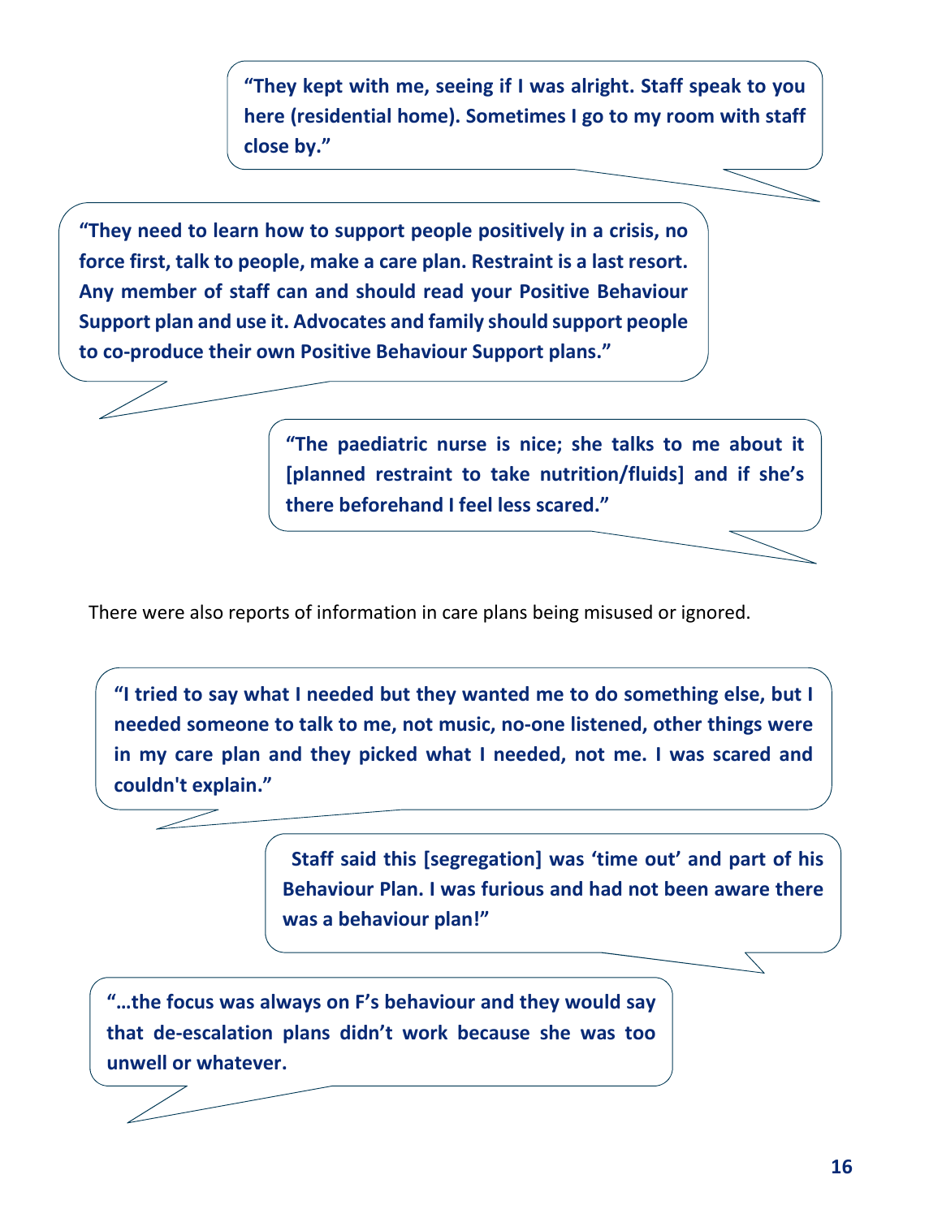**"They kept with me, seeing if I was alright. Staff speak to you here (residential home). Sometimes I go to my room with staff close by."**

**"They need to learn how to support people positively in a crisis, no force first, talk to people, make a care plan. Restraint is a last resort. Any member of staff can and should read your Positive Behaviour Support plan and use it. Advocates and family should support people to co-produce their own Positive Behaviour Support plans."**

**"The paediatric nurse is nice; she talks to me about it [planned restraint to take nutrition/fluids] and if she's there beforehand I feel less scared."**

There were also reports of information in care plans being misused or ignored.

**"I tried to say what I needed but they wanted me to do something else, but I needed someone to talk to me, not music, no-one listened, other things were in my care plan and they picked what I needed, not me. I was scared and couldn't explain."**

**Staff said this [segregation] was 'time out' and part of his Behaviour Plan. I was furious and had not been aware there was a behaviour plan!"**

**"…the focus was always on F's behaviour and they would say that de-escalation plans didn't work because she was too unwell or whatever.**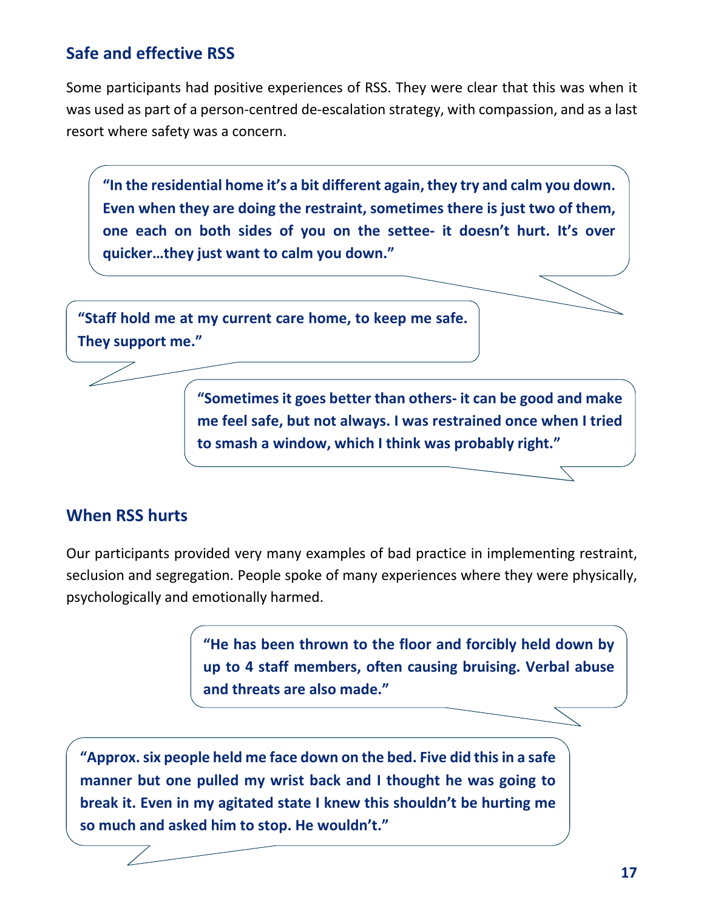## Safe and effective RSS

Some participants had positive experiences of RSS. They were clear that this was when it was used as part of a person-centred de-escalation strategy, with compassion, and as a last resort where safety was a concern.

> **"In the residential home it's a bit different again, they try and calm you down. Even when they are doing the restraint, sometimes there is just two of them, one each on both sides of you on the settee- it doesn't hurt. It's over quicker…they just want to calm you down."**

> **"Staff hold me at my current care home, to keep me safe. They support me."**

> **"Sometimes it goes better than others- it can be good and make me feel safe, but not always. I was restrained once when I tried to smash a window, which I think was probably right."**

## When RSS hurts

Our participants provided very many examples of bad practice in implementing restraint, seclusion and segregation. People spoke of many experiences where they were physically, psychologically and emotionally harmed.

> **"He has been thrown to the floor and forcibly held down by up to 4 staff members, often causing bruising. Verbal abuse and threats are also made."**

> **"Approx. six people held me face down on the bed. Five did this in a safe manner but one pulled my wrist back and I thought he was going to break it. Even in my agitated state I knew this shouldn't be hurting me so much and asked him to stop. He wouldn't."**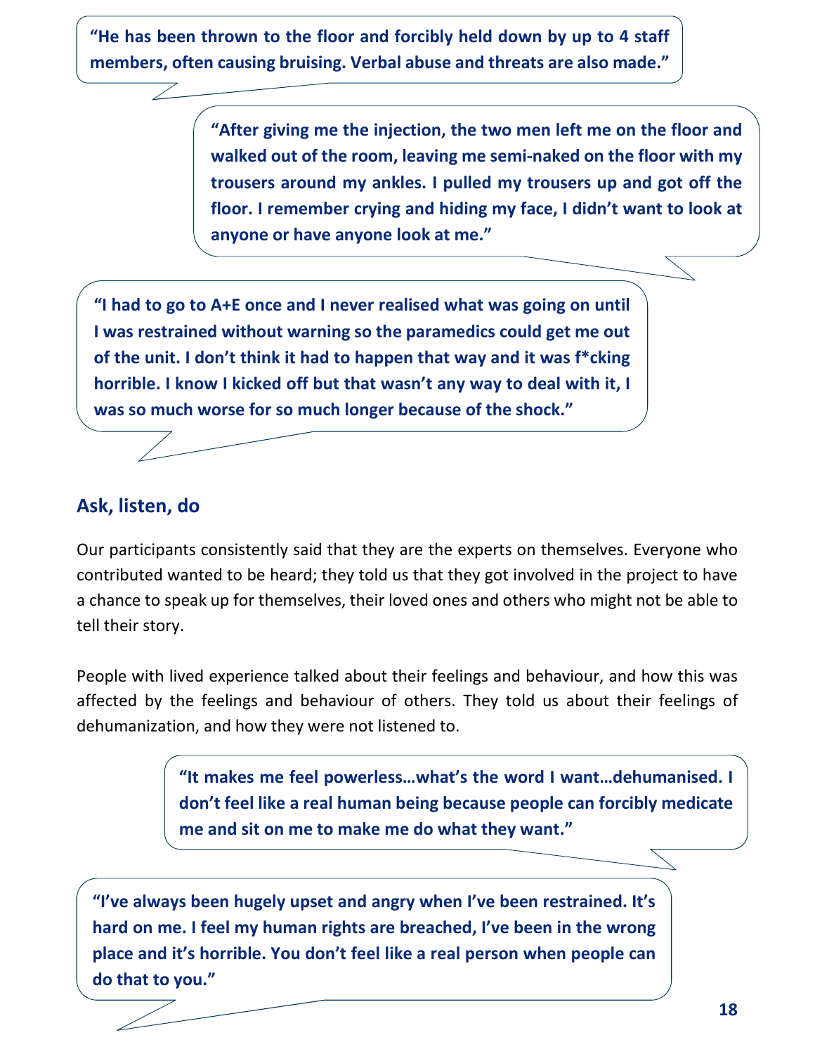**"He has been thrown to the floor and forcibly held down by up to 4 staff members, often causing bruising. Verbal abuse and threats are also made."**

**"After giving me the injection, the two men left me on the floor and walked out of the room, leaving me semi-naked on the floor with my trousers around my ankles. I pulled my trousers up and got off the floor. I remember crying and hiding my face, I didn't want to look at anyone or have anyone look at me."**

**"I had to go to A+E once and I never realised what was going on until I was restrained without warning so the paramedics could get me out of the unit. I don't think it had to happen that way and it was f*cking horrible. I know I kicked off but that wasn't any way to deal with it, I was so much worse for so much longer because of the shock."**

## Ask, listen, do

Our participants consistently said that they are the experts on themselves. Everyone who contributed wanted to be heard; they told us that they got involved in the project to have a chance to speak up for themselves, their loved ones and others who might not be able to tell their story.

People with lived experience talked about their feelings and behaviour, and how this was affected by the feelings and behaviour of others. They told us about their feelings of dehumanization, and how they were not listened to.

**"It makes me feel powerless…what's the word I want…dehumanised. I don't feel like a real human being because people can forcibly medicate me and sit on me to make me do what they want."**

**"I've always been hugely upset and angry when I've been restrained. It's hard on me. I feel my human rights are breached, I've been in the wrong place and it's horrible. You don't feel like a real person when people can do that to you."**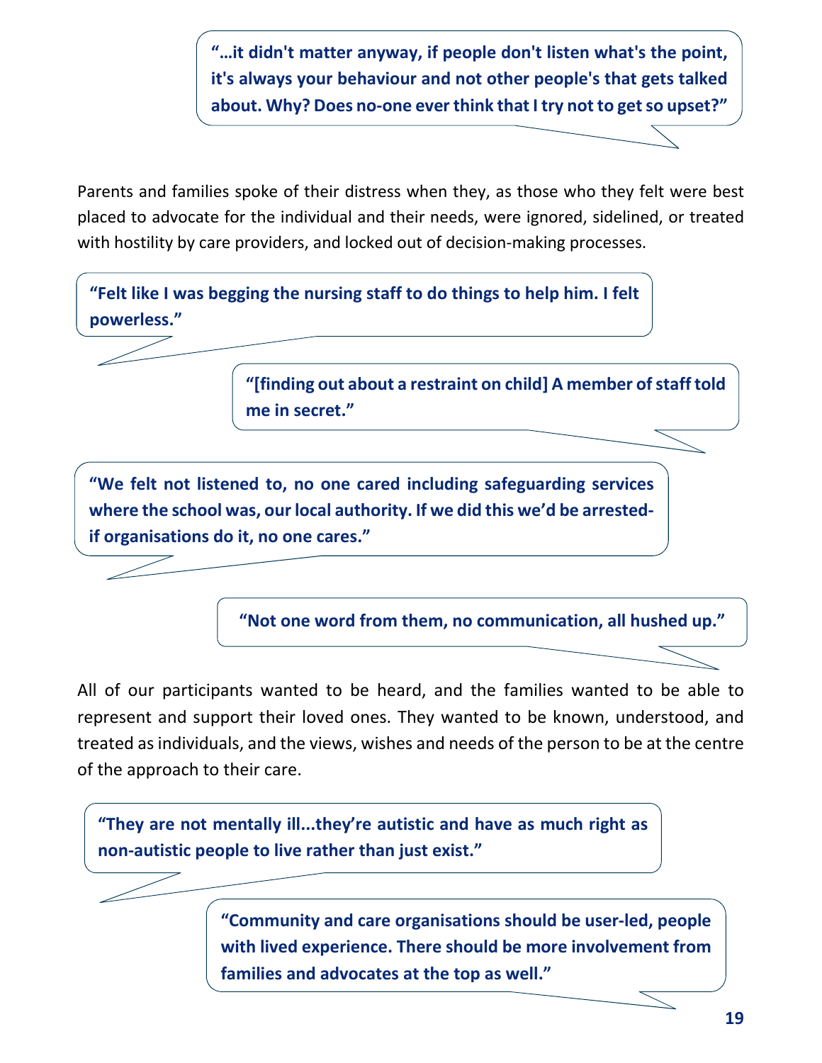**"…it didn't matter anyway, if people don't listen what's the point, it's always your behaviour and not other people's that gets talked about. Why? Does no-one ever think that I try not to get so upset?"**

Parents and families spoke of their distress when they, as those who they felt were best placed to advocate for the individual and their needs, were ignored, sidelined, or treated with hostility by care providers, and locked out of decision-making processes.

**"Felt like I was begging the nursing staff to do things to help him. I felt powerless."**

**"[finding out about a restraint on child] A member of staff told me in secret."**

**"We felt not listened to, no one cared including safeguarding services where the school was, our local authority. If we did this we'd be arrested- if organisations do it, no one cares."**

**"Not one word from them, no communication, all hushed up."**

All of our participants wanted to be heard, and the families wanted to be able to represent and support their loved ones. They wanted to be known, understood, and treated as individuals, and the views, wishes and needs of the person to be at the centre of the approach to their care.

**"They are not mentally ill...they're autistic and have as much right as non-autistic people to live rather than just exist."**

**"Community and care organisations should be user-led, people with lived experience. There should be more involvement from families and advocates at the top as well."**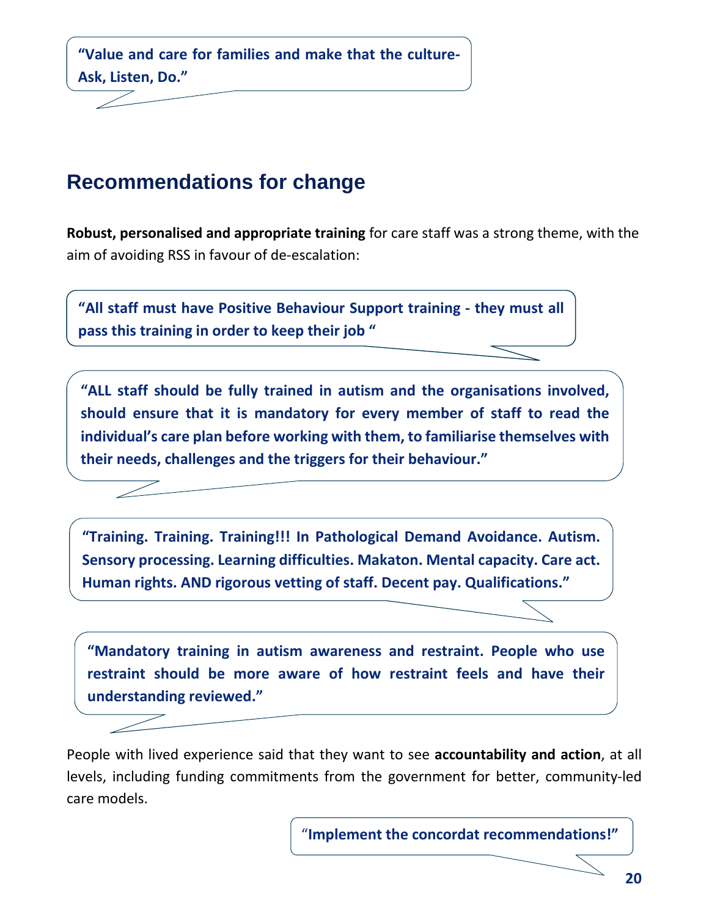> **"Value and care for families and make that the culture- Ask, Listen, Do."**

## Recommendations for change

**Robust, personalised and appropriate training** for care staff was a strong theme, with the aim of avoiding RSS in favour of de-escalation:

> **"All staff must have Positive Behaviour Support training - they must all pass this training in order to keep their job "**

> **"ALL staff should be fully trained in autism and the organisations involved, should ensure that it is mandatory for every member of staff to read the individual's care plan before working with them, to familiarise themselves with their needs, challenges and the triggers for their behaviour."**

> **"Training. Training. Training!!! In Pathological Demand Avoidance. Autism. Sensory processing. Learning difficulties. Makaton. Mental capacity. Care act. Human rights. AND rigorous vetting of staff. Decent pay. Qualifications."**

> **"Mandatory training in autism awareness and restraint. People who use restraint should be more aware of how restraint feels and have their understanding reviewed."**

People with lived experience said that they want to see **accountability and action**, at all levels, including funding commitments from the government for better, community-led care models.

> **"Implement the concordat recommendations!"**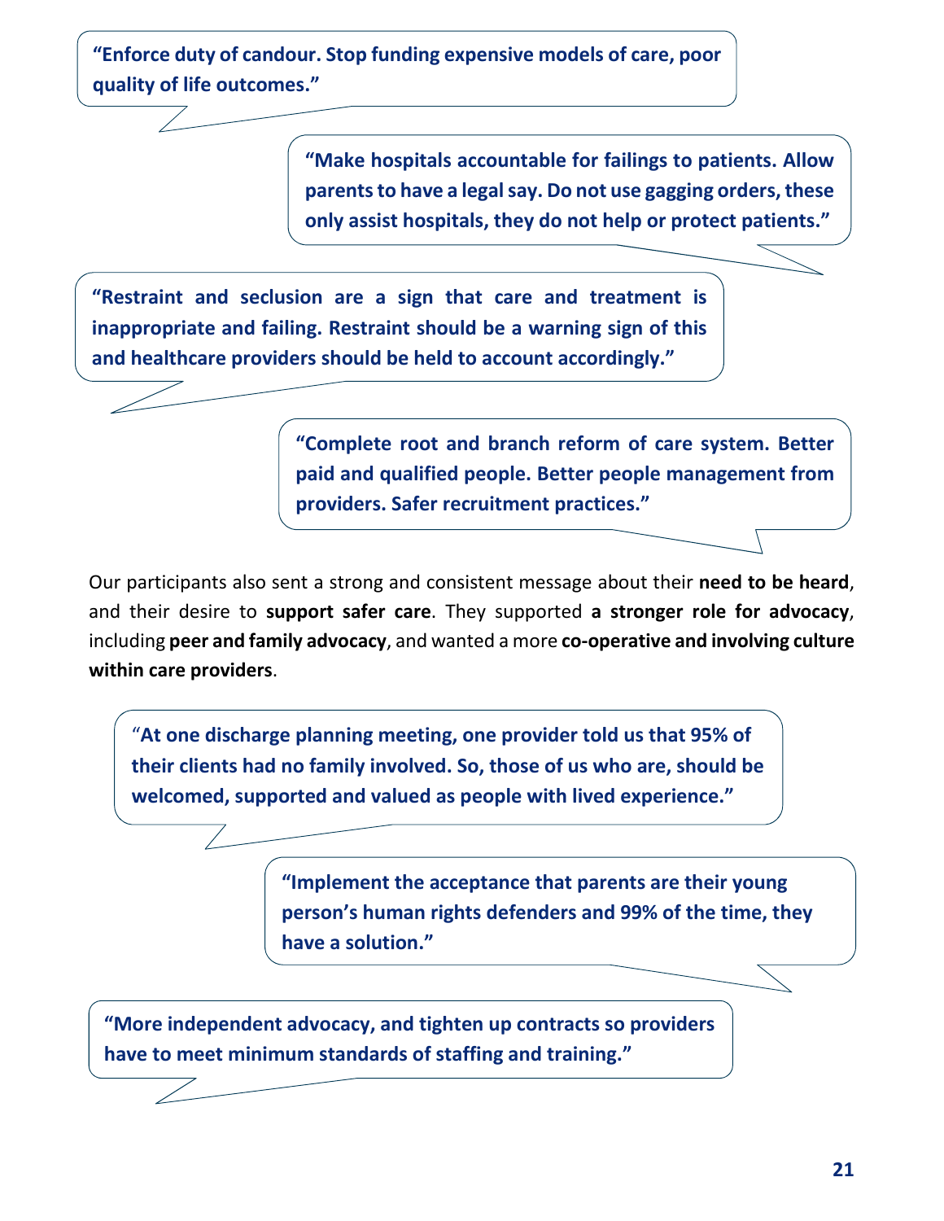**"Enforce duty of candour. Stop funding expensive models of care, poor quality of life outcomes."**

**"Make hospitals accountable for failings to patients. Allow parents to have a legal say. Do not use gagging orders, these only assist hospitals, they do not help or protect patients."**

**"Restraint and seclusion are a sign that care and treatment is inappropriate and failing. Restraint should be a warning sign of this and healthcare providers should be held to account accordingly."**

**"Complete root and branch reform of care system. Better paid and qualified people. Better people management from providers. Safer recruitment practices."**

Our participants also sent a strong and consistent message about their **need to be heard**, and their desire to **support safer care**. They supported **a stronger role for advocacy**, including **peer and family advocacy**, and wanted a more **co-operative and involving culture within care providers**.

"**At one discharge planning meeting, one provider told us that 95% of their clients had no family involved. So, those of us who are, should be welcomed, supported and valued as people with lived experience."**

**"Implement the acceptance that parents are their young person's human rights defenders and 99% of the time, they have a solution."**

**"More independent advocacy, and tighten up contracts so providers have to meet minimum standards of staffing and training."**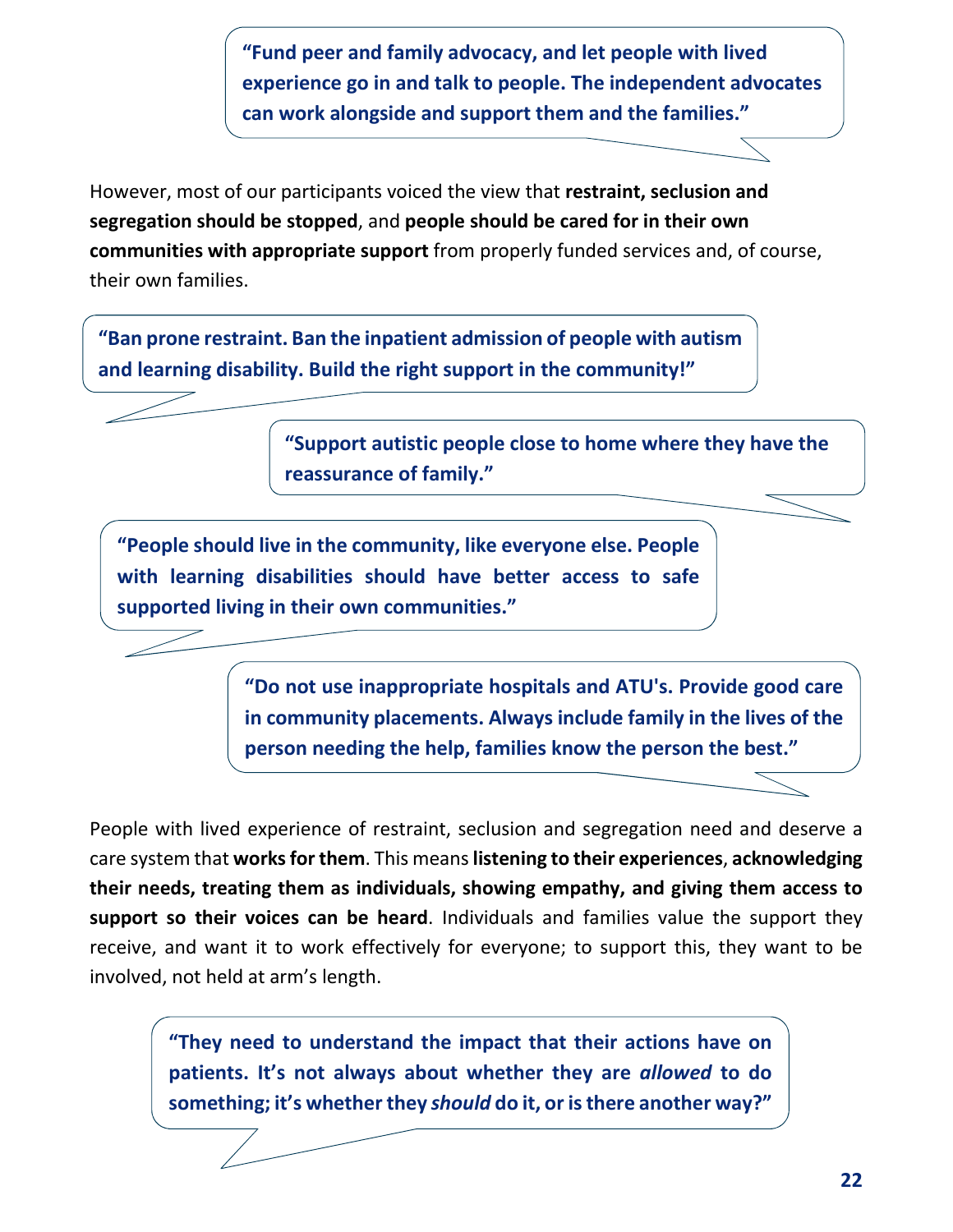> **"Fund peer and family advocacy, and let people with lived experience go in and talk to people. The independent advocates can work alongside and support them and the families."**

However, most of our participants voiced the view that **restraint, seclusion and segregation should be stopped**, and **people should be cared for in their own communities with appropriate support** from properly funded services and, of course, their own families.

> **"Ban prone restraint. Ban the inpatient admission of people with autism and learning disability. Build the right support in the community!"**

> **"Support autistic people close to home where they have the reassurance of family."**

> **"People should live in the community, like everyone else. People with learning disabilities should have better access to safe supported living in their own communities."**

> **"Do not use inappropriate hospitals and ATU's. Provide good care in community placements. Always include family in the lives of the person needing the help, families know the person the best."**

People with lived experience of restraint, seclusion and segregation need and deserve a care system that **works for them**. This means **listening to their experiences**, **acknowledging their needs, treating them as individuals, showing empathy, and giving them access to support so their voices can be heard**. Individuals and families value the support they receive, and want it to work effectively for everyone; to support this, they want to be involved, not held at arm's length.

> **"They need to understand the impact that their actions have on patients. It's not always about whether they are *allowed* to do something; it's whether they *should* do it, or is there another way?"**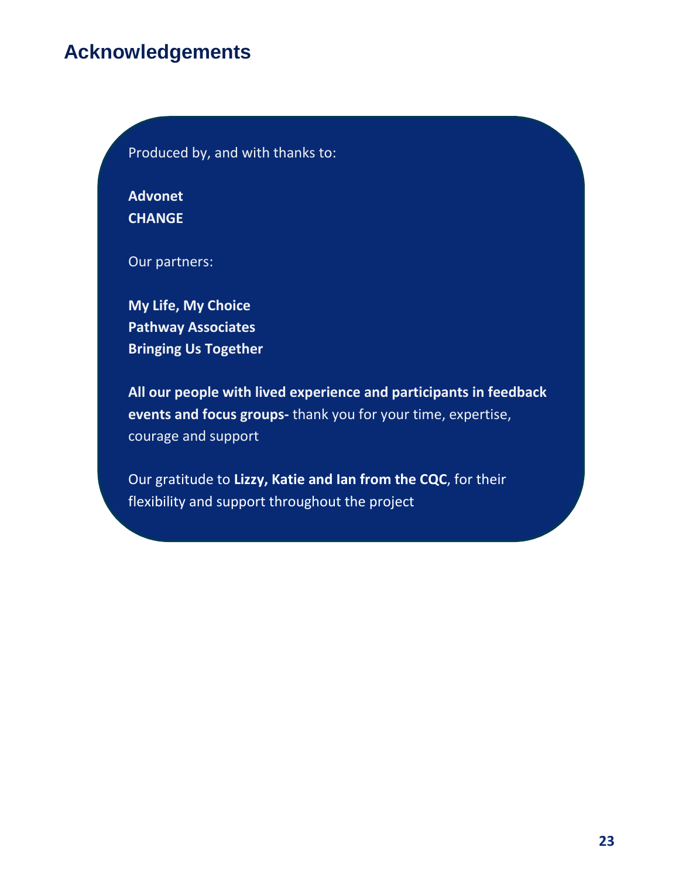# Acknowledgements

Produced by, and with thanks to:

**Advonet**
**CHANGE**

Our partners:

**My Life, My Choice**
**Pathway Associates**
**Bringing Us Together**

**All our people with lived experience and participants in feedback events and focus groups-** thank you for your time, expertise, courage and support

Our gratitude to **Lizzy, Katie and Ian from the CQC**, for their flexibility and support throughout the project